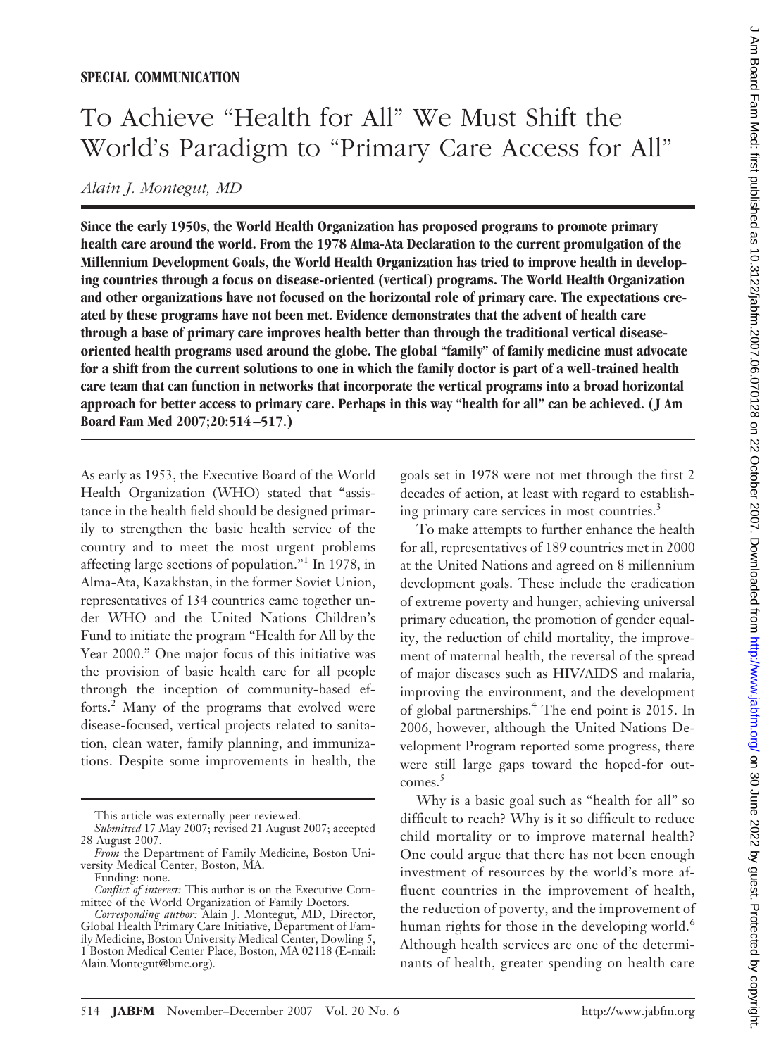**SPECIAL COMMUNICATION**

# To Achieve "Health for All" We Must Shift the World's Paradigm to "Primary Care Access for All"

*Alain J. Montegut, MD*

**Since the early 1950s, the World Health Organization has proposed programs to promote primary health care around the world. From the 1978 Alma-Ata Declaration to the current promulgation of the Millennium Development Goals, the World Health Organization has tried to improve health in developing countries through a focus on disease-oriented (vertical) programs. The World Health Organization and other organizations have not focused on the horizontal role of primary care. The expectations created by these programs have not been met. Evidence demonstrates that the advent of health care through a base of primary care improves health better than through the traditional vertical disease-oriented health programs used around the globe. The global "family" of family medicine must advocate for a shift from the current solutions to one in which the family doctor is part of a well-trained health care team that can function in networks that incorporate the vertical programs into a broad horizontal approach for better access to primary care. Perhaps in this way "health for all" can be achieved. (J Am Board Fam Med 2007;20:514–517.)**

As early as 1953, the Executive Board of the World Health Organization (WHO) stated that "assistance in the health field should be designed primarily to strengthen the basic health service of the country and to meet the most urgent problems affecting large sections of population."[1] In 1978, in Alma-Ata, Kazakhstan, in the former Soviet Union, representatives of 134 countries came together under WHO and the United Nations Children's Fund to initiate the program "Health for All by the Year 2000." One major focus of this initiative was the provision of basic health care for all people through the inception of community-based efforts.[2] Many of the programs that evolved were disease-focused, vertical projects related to sanitation, clean water, family planning, and immunizations. Despite some improvements in health, the goals set in 1978 were not met through the first 2 decades of action, at least with regard to establishing primary care services in most countries.[3]

To make attempts to further enhance the health for all, representatives of 189 countries met in 2000 at the United Nations and agreed on 8 millennium development goals. These include the eradication of extreme poverty and hunger, achieving universal primary education, the promotion of gender equality, the reduction of child mortality, the improvement of maternal health, the reversal of the spread of major diseases such as HIV/AIDS and malaria, improving the environment, and the development of global partnerships.[4] The end point is 2015. In 2006, however, although the United Nations Development Program reported some progress, there were still large gaps toward the hoped-for outcomes.[5]

Why is a basic goal such as "health for all" so difficult to reach? Why is it so difficult to reduce child mortality or to improve maternal health? One could argue that there has not been enough investment of resources by the world's more affluent countries in the improvement of health, the reduction of poverty, and the improvement of human rights for those in the developing world.[6] Although health services are one of the determinants of health, greater spending on health care

---

This article was externally peer reviewed.

*Submitted* 17 May 2007; revised 21 August 2007; accepted 28 August 2007.

*From* the Department of Family Medicine, Boston University Medical Center, Boston, MA.

Funding: none.

*Conflict of interest:* This author is on the Executive Committee of the World Organization of Family Doctors.

*Corresponding author:* Alain J. Montegut, MD, Director, Global Health Primary Care Initiative, Department of Family Medicine, Boston University Medical Center, Dowling 5, 1 Boston Medical Center Place, Boston, MA 02118 (E-mail: Alain.Montegut@bmc.org).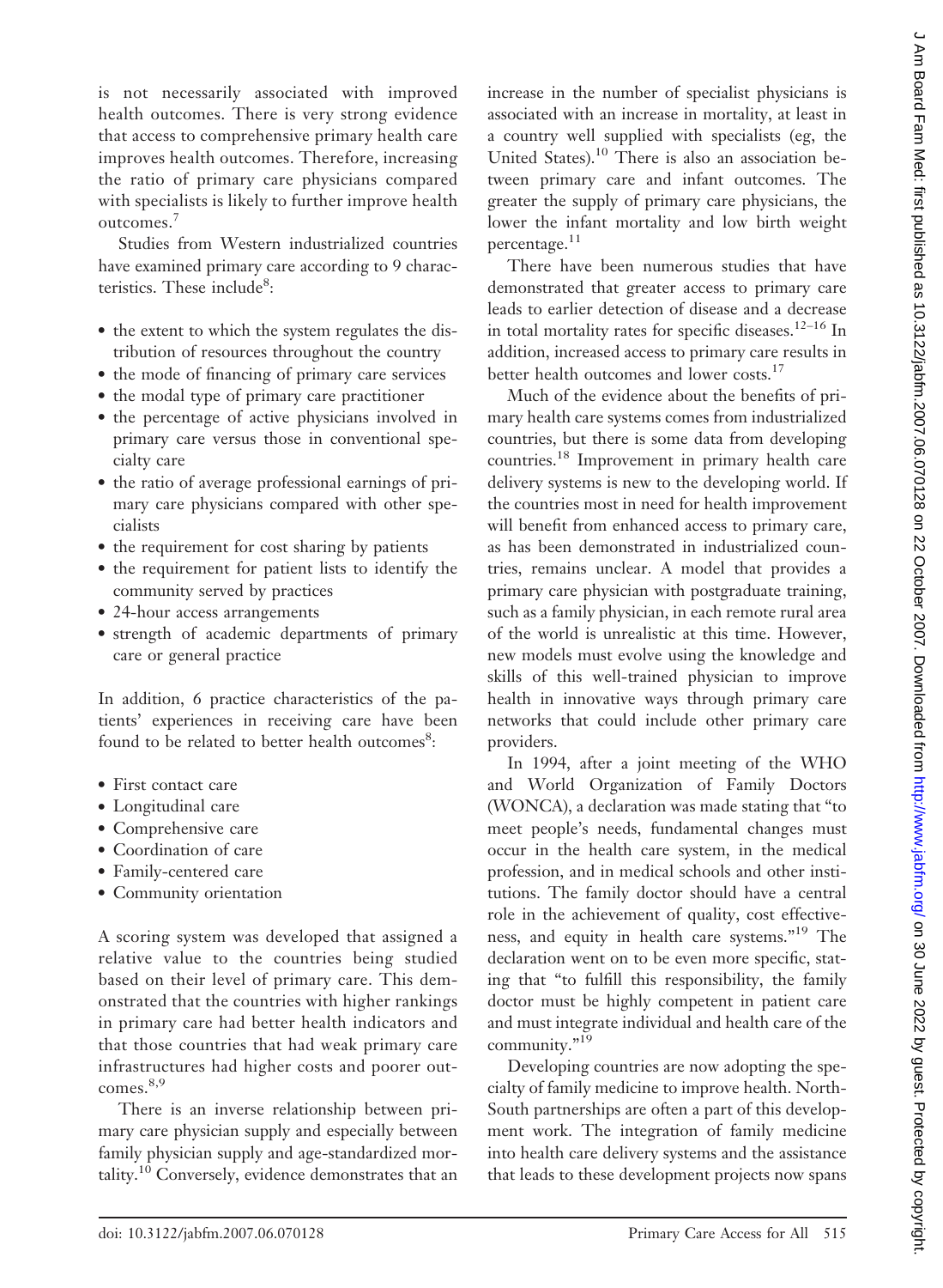is not necessarily associated with improved health outcomes. There is very strong evidence that access to comprehensive primary health care improves health outcomes. Therefore, increasing the ratio of primary care physicians compared with specialists is likely to further improve health outcomes.[7]

Studies from Western industrialized countries have examined primary care according to 9 characteristics. These include[8]:

- the extent to which the system regulates the distribution of resources throughout the country
- the mode of financing of primary care services
- the modal type of primary care practitioner
- the percentage of active physicians involved in primary care versus those in conventional specialty care
- the ratio of average professional earnings of primary care physicians compared with other specialists
- the requirement for cost sharing by patients
- the requirement for patient lists to identify the community served by practices
- 24-hour access arrangements
- strength of academic departments of primary care or general practice

In addition, 6 practice characteristics of the patients' experiences in receiving care have been found to be related to better health outcomes[8]:

- First contact care
- Longitudinal care
- Comprehensive care
- Coordination of care
- Family-centered care
- Community orientation

A scoring system was developed that assigned a relative value to the countries being studied based on their level of primary care. This demonstrated that the countries with higher rankings in primary care had better health indicators and that those countries that had weak primary care infrastructures had higher costs and poorer outcomes.[8,9]

There is an inverse relationship between primary care physician supply and especially between family physician supply and age-standardized mortality.[10] Conversely, evidence demonstrates that an increase in the number of specialist physicians is associated with an increase in mortality, at least in a country well supplied with specialists (eg, the United States).[10] There is also an association between primary care and infant outcomes. The greater the supply of primary care physicians, the lower the infant mortality and low birth weight percentage.[11]

There have been numerous studies that have demonstrated that greater access to primary care leads to earlier detection of disease and a decrease in total mortality rates for specific diseases.[12–16] In addition, increased access to primary care results in better health outcomes and lower costs.[17]

Much of the evidence about the benefits of primary health care systems comes from industrialized countries, but there is some data from developing countries.[18] Improvement in primary health care delivery systems is new to the developing world. If the countries most in need for health improvement will benefit from enhanced access to primary care, as has been demonstrated in industrialized countries, remains unclear. A model that provides a primary care physician with postgraduate training, such as a family physician, in each remote rural area of the world is unrealistic at this time. However, new models must evolve using the knowledge and skills of this well-trained physician to improve health in innovative ways through primary care networks that could include other primary care providers.

In 1994, after a joint meeting of the WHO and World Organization of Family Doctors (WONCA), a declaration was made stating that "to meet people's needs, fundamental changes must occur in the health care system, in the medical profession, and in medical schools and other institutions. The family doctor should have a central role in the achievement of quality, cost effectiveness, and equity in health care systems."[19] The declaration went on to be even more specific, stating that "to fulfill this responsibility, the family doctor must be highly competent in patient care and must integrate individual and health care of the community."[19]

Developing countries are now adopting the specialty of family medicine to improve health. North-South partnerships are often a part of this development work. The integration of family medicine into health care delivery systems and the assistance that leads to these development projects now spans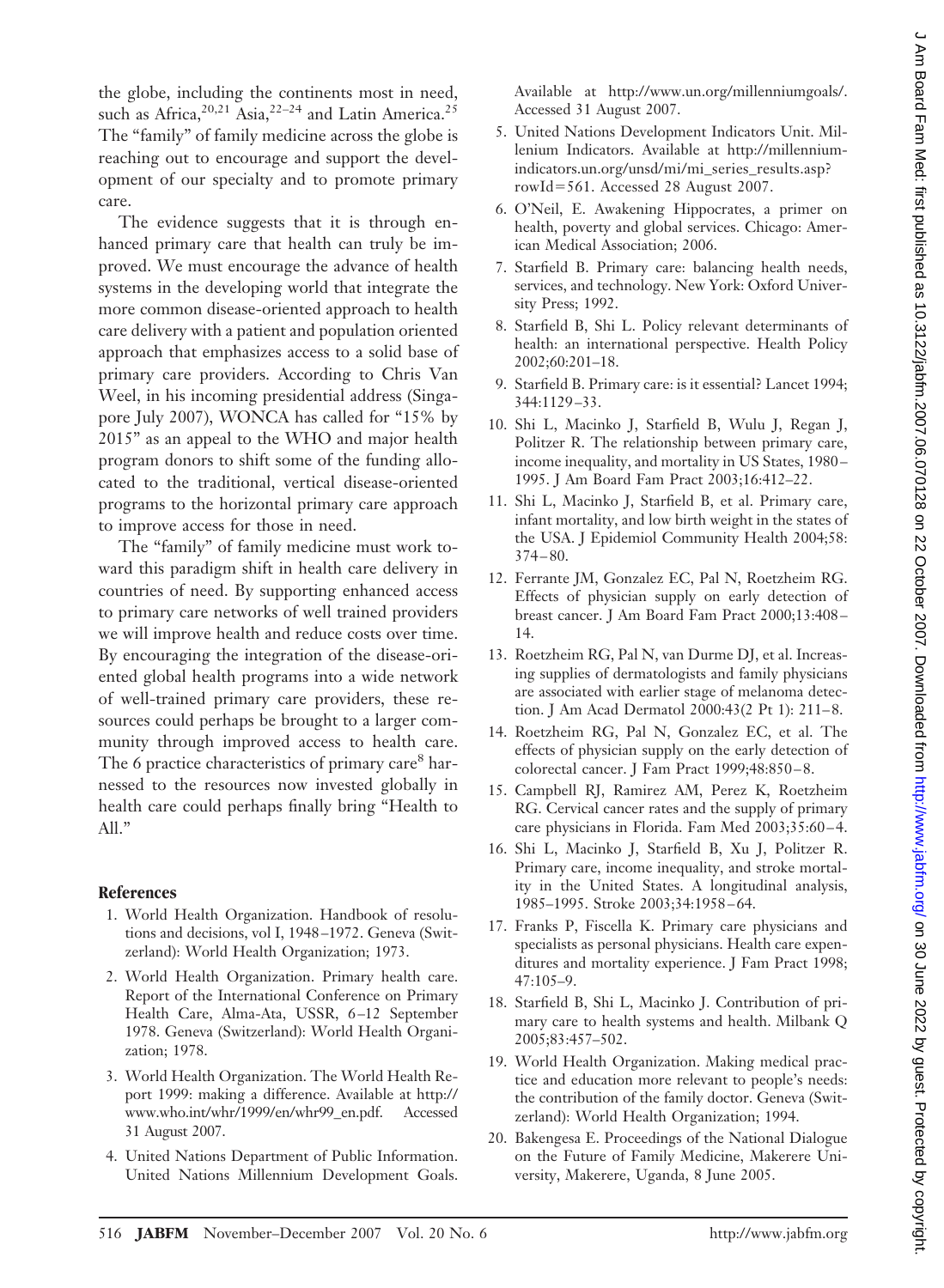the globe, including the continents most in need, such as Africa,[20,21] Asia,[22–24] and Latin America.[25] The "family" of family medicine across the globe is reaching out to encourage and support the development of our specialty and to promote primary care.

The evidence suggests that it is through enhanced primary care that health can truly be improved. We must encourage the advance of health systems in the developing world that integrate the more common disease-oriented approach to health care delivery with a patient and population oriented approach that emphasizes access to a solid base of primary care providers. According to Chris Van Weel, in his incoming presidential address (Singapore July 2007), WONCA has called for "15% by 2015" as an appeal to the WHO and major health program donors to shift some of the funding allocated to the traditional, vertical disease-oriented programs to the horizontal primary care approach to improve access for those in need.

The "family" of family medicine must work toward this paradigm shift in health care delivery in countries of need. By supporting enhanced access to primary care networks of well trained providers we will improve health and reduce costs over time. By encouraging the integration of the disease-oriented global health programs into a wide network of well-trained primary care providers, these resources could perhaps be brought to a larger community through improved access to health care. The 6 practice characteristics of primary care[8] harnessed to the resources now invested globally in health care could perhaps finally bring "Health to All."

## References

1. World Health Organization. Handbook of resolutions and decisions, vol I, 1948–1972. Geneva (Switzerland): World Health Organization; 1973.
2. World Health Organization. Primary health care. Report of the International Conference on Primary Health Care, Alma-Ata, USSR, 6–12 September 1978. Geneva (Switzerland): World Health Organization; 1978.
3. World Health Organization. The World Health Report 1999: making a difference. Available at http://www.who.int/whr/1999/en/whr99_en.pdf. Accessed 31 August 2007.
4. United Nations Department of Public Information. United Nations Millennium Development Goals. Available at http://www.un.org/millenniumgoals/. Accessed 31 August 2007.
5. United Nations Development Indicators Unit. Millenium Indicators. Available at http://millennium-indicators.un.org/unsd/mi/mi_series_results.asp?rowId=561. Accessed 28 August 2007.
6. O'Neil, E. Awakening Hippocrates, a primer on health, poverty and global services. Chicago: American Medical Association; 2006.
7. Starfield B. Primary care: balancing health needs, services, and technology. New York: Oxford University Press; 1992.
8. Starfield B, Shi L. Policy relevant determinants of health: an international perspective. Health Policy 2002;60:201–18.
9. Starfield B. Primary care: is it essential? Lancet 1994; 344:1129–33.
10. Shi L, Macinko J, Starfield B, Wulu J, Regan J, Politzer R. The relationship between primary care, income inequality, and mortality in US States, 1980–1995. J Am Board Fam Pract 2003;16:412–22.
11. Shi L, Macinko J, Starfield B, et al. Primary care, infant mortality, and low birth weight in the states of the USA. J Epidemiol Community Health 2004;58: 374–80.
12. Ferrante JM, Gonzalez EC, Pal N, Roetzheim RG. Effects of physician supply on early detection of breast cancer. J Am Board Fam Pract 2000;13:408–14.
13. Roetzheim RG, Pal N, van Durme DJ, et al. Increasing supplies of dermatologists and family physicians are associated with earlier stage of melanoma detection. J Am Acad Dermatol 2000:43(2 Pt 1): 211–8.
14. Roetzheim RG, Pal N, Gonzalez EC, et al. The effects of physician supply on the early detection of colorectal cancer. J Fam Pract 1999;48:850–8.
15. Campbell RJ, Ramirez AM, Perez K, Roetzheim RG. Cervical cancer rates and the supply of primary care physicians in Florida. Fam Med 2003;35:60–4.
16. Shi L, Macinko J, Starfield B, Xu J, Politzer R. Primary care, income inequality, and stroke mortality in the United States. A longitudinal analysis, 1985–1995. Stroke 2003;34:1958–64.
17. Franks P, Fiscella K. Primary care physicians and specialists as personal physicians. Health care expenditures and mortality experience. J Fam Pract 1998; 47:105–9.
18. Starfield B, Shi L, Macinko J. Contribution of primary care to health systems and health. Milbank Q 2005;83:457–502.
19. World Health Organization. Making medical practice and education more relevant to people's needs: the contribution of the family doctor. Geneva (Switzerland): World Health Organization; 1994.
20. Bakengesa E. Proceedings of the National Dialogue on the Future of Family Medicine, Makerere University, Makerere, Uganda, 8 June 2005.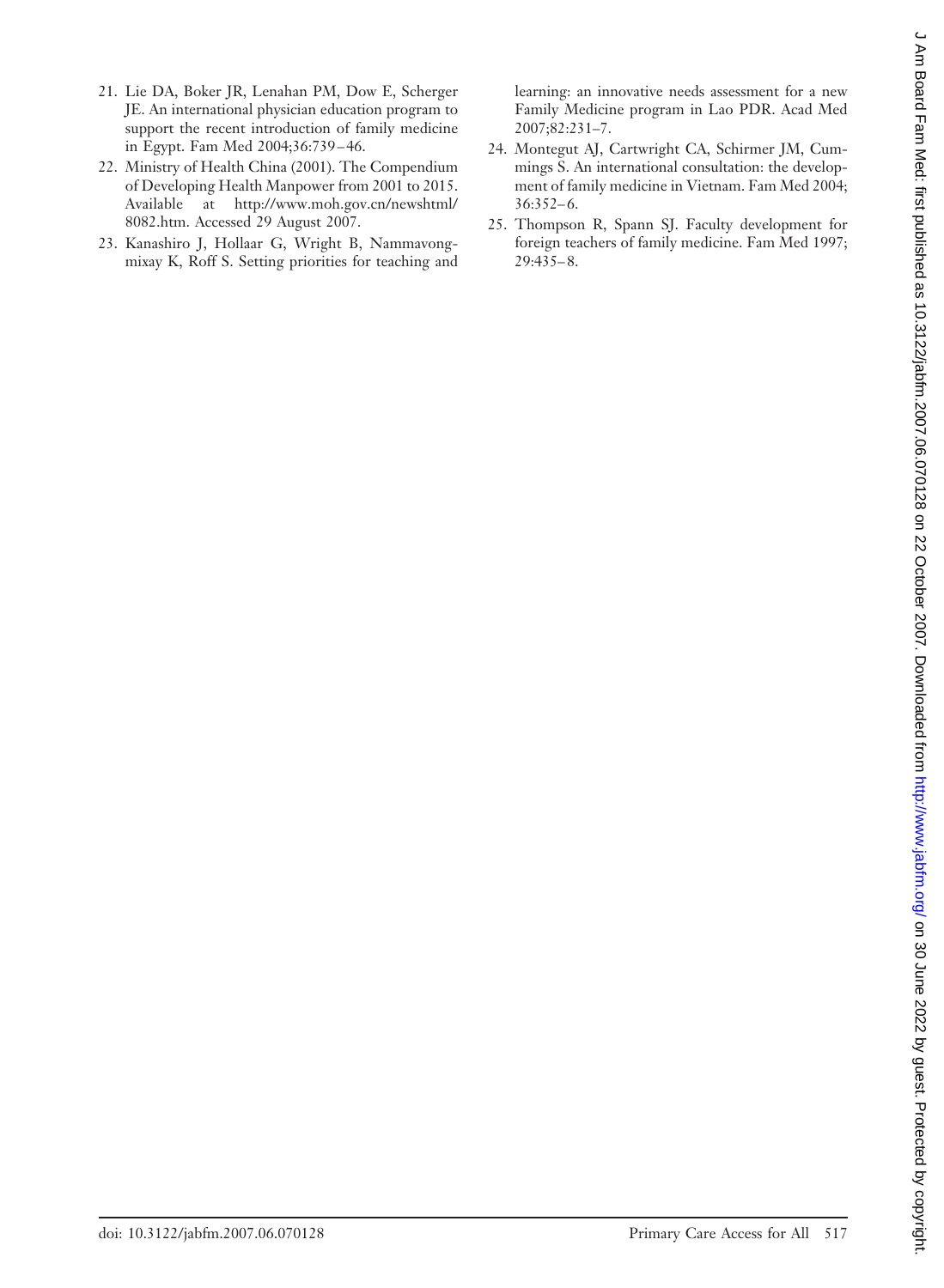21. Lie DA, Boker JR, Lenahan PM, Dow E, Scherger JE. An international physician education program to support the recent introduction of family medicine in Egypt. Fam Med 2004;36:739–46.
22. Ministry of Health China (2001). The Compendium of Developing Health Manpower from 2001 to 2015. Available at http://www.moh.gov.cn/newshtml/8082.htm. Accessed 29 August 2007.
23. Kanashiro J, Hollaar G, Wright B, Nammavongmixay K, Roff S. Setting priorities for teaching and learning: an innovative needs assessment for a new Family Medicine program in Lao PDR. Acad Med 2007;82:231–7.
24. Montegut AJ, Cartwright CA, Schirmer JM, Cummings S. An international consultation: the development of family medicine in Vietnam. Fam Med 2004;36:352–6.
25. Thompson R, Spann SJ. Faculty development for foreign teachers of family medicine. Fam Med 1997;29:435–8.